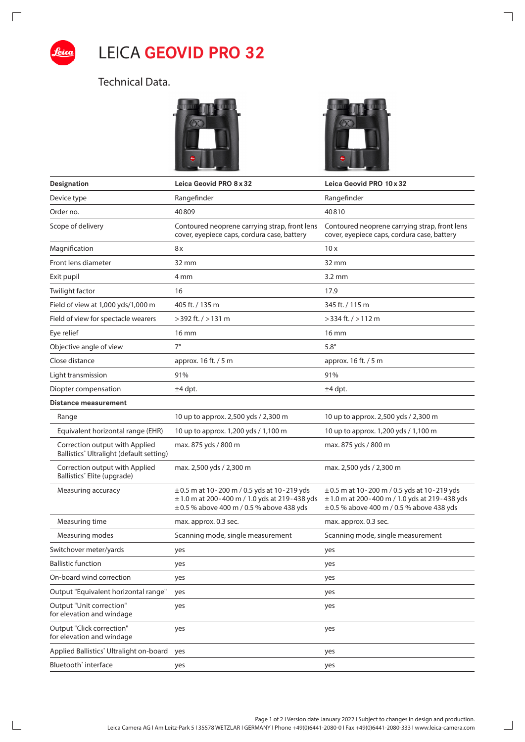# LEICA GEOVID PRO 32

## Technical Data.

| Designation | Leica Geovid PRO 8 x 32 | Leica Geovid PRO 10 x 32 |
|---|---|---|
| Device type | Rangefinder | Rangefinder |
| Order no. | 40809 | 40810 |
| Scope of delivery | Contoured neoprene carrying strap, front lens cover, eyepiece caps, cordura case, battery | Contoured neoprene carrying strap, front lens cover, eyepiece caps, cordura case, battery |
| Magnification | 8 x | 10 x |
| Front lens diameter | 32 mm | 32 mm |
| Exit pupil | 4 mm | 3.2 mm |
| Twilight factor | 16 | 17.9 |
| Field of view at 1,000 yds/1,000 m | 405 ft. / 135 m | 345 ft. / 115 m |
| Field of view for spectacle wearers | > 392 ft. / > 131 m | > 334 ft. / > 112 m |
| Eye relief | 16 mm | 16 mm |
| Objective angle of view | 7° | 5.8° |
| Close distance | approx. 16 ft. / 5 m | approx. 16 ft. / 5 m |
| Light transmission | 91% | 91% |
| Diopter compensation | ±4 dpt. | ±4 dpt. |
| **Distance measurement** | | |
| Range | 10 up to approx. 2,500 yds / 2,300 m | 10 up to approx. 2,500 yds / 2,300 m |
| Equivalent horizontal range (EHR) | 10 up to approx. 1,200 yds / 1,100 m | 10 up to approx. 1,200 yds / 1,100 m |
| Correction output with Applied Ballistics® Ultralight (default setting) | max. 875 yds / 800 m | max. 875 yds / 800 m |
| Correction output with Applied Ballistics® Elite (upgrade) | max. 2,500 yds / 2,300 m | max. 2,500 yds / 2,300 m |
| Measuring accuracy | ± 0.5 m at 10 - 200 m / 0.5 yds at 10 - 219 yds<br>± 1.0 m at 200 - 400 m / 1.0 yds at 219 - 438 yds<br>± 0.5 % above 400 m / 0.5 % above 438 yds | ± 0.5 m at 10 - 200 m / 0.5 yds at 10 - 219 yds<br>± 1.0 m at 200 - 400 m / 1.0 yds at 219 - 438 yds<br>± 0.5 % above 400 m / 0.5 % above 438 yds |
| Measuring time | max. approx. 0.3 sec. | max. approx. 0.3 sec. |
| Measuring modes | Scanning mode, single measurement | Scanning mode, single measurement |
| Switchover meter/yards | yes | yes |
| Ballistic function | yes | yes |
| On-board wind correction | yes | yes |
| Output "Equivalent horizontal range" | yes | yes |
| Output "Unit correction" for elevation and windage | yes | yes |
| Output "Click correction" for elevation and windage | yes | yes |
| Applied Ballistics® Ultralight on-board | yes | yes |
| Bluetooth® interface | yes | yes |

Version date January 2022 I Subject to changes in design and production.
Leica Camera AG I Am Leitz-Park 5 I 35578 WETZLAR I GERMANY I Phone +49(0)6441-2080-0 I Fax +49(0)6441-2080-333 I www.leica-camera.com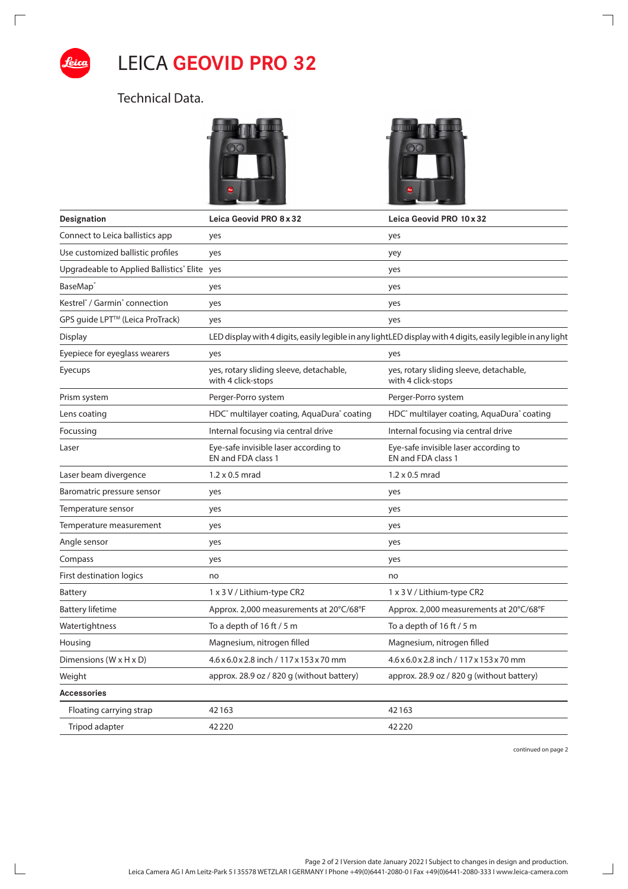# LEICA **GEOVID PRO 32**

## Technical Data.

| Designation | Leica Geovid PRO 8 x 32 | Leica Geovid PRO 10 x 32 |
|---|---|---|
| Connect to Leica ballistics app | yes | yes |
| Use customized ballistic profiles | yes | yey |
| Upgradeable to Applied Ballistics® Elite | yes | yes |
| BaseMap® | yes | yes |
| Kestrel® / Garmin® connection | yes | yes |
| GPS guide LPT™ (Leica ProTrack) | yes | yes |
| Display | LED display with 4 digits, easily legible in any light | LED display with 4 digits, easily legible in any light |
| Eyepiece for eyeglass wearers | yes | yes |
| Eyecups | yes, rotary sliding sleeve, detachable, with 4 click-stops | yes, rotary sliding sleeve, detachable, with 4 click-stops |
| Prism system | Perger-Porro system | Perger-Porro system |
| Lens coating | HDC® multilayer coating, AquaDura® coating | HDC® multilayer coating, AquaDura® coating |
| Focussing | Internal focusing via central drive | Internal focusing via central drive |
| Laser | Eye-safe invisible laser according to EN and FDA class 1 | Eye-safe invisible laser according to EN and FDA class 1 |
| Laser beam divergence | 1.2 x 0.5 mrad | 1.2 x 0.5 mrad |
| Baromatric pressure sensor | yes | yes |
| Temperature sensor | yes | yes |
| Temperature measurement | yes | yes |
| Angle sensor | yes | yes |
| Compass | yes | yes |
| First destination logics | no | no |
| Battery | 1 x 3 V / Lithium-type CR2 | 1 x 3 V / Lithium-type CR2 |
| Battery lifetime | Approx. 2,000 measurements at 20°C/68°F | Approx. 2,000 measurements at 20°C/68°F |
| Watertightness | To a depth of 16 ft / 5 m | To a depth of 16 ft / 5 m |
| Housing | Magnesium, nitrogen filled | Magnesium, nitrogen filled |
| Dimensions (W x H x D) | 4.6 x 6.0 x 2.8 inch / 117 x 153 x 70 mm | 4.6 x 6.0 x 2.8 inch / 117 x 153 x 70 mm |
| Weight | approx. 28.9 oz / 820 g (without battery) | approx. 28.9 oz / 820 g (without battery) |
| **Accessories** | | |
| Floating carrying strap | 42 163 | 42 163 |
| Tripod adapter | 42 220 | 42 220 |

continued on page 2

Page 2 of 2 I Version date January 2022 I Subject to changes in design and production.
Leica Camera AG I Am Leitz-Park 5 I 35578 WETZLAR I GERMANY I Phone +49(0)6441-2080-0 I Fax +49(0)6441-2080-333 I www.leica-camera.com